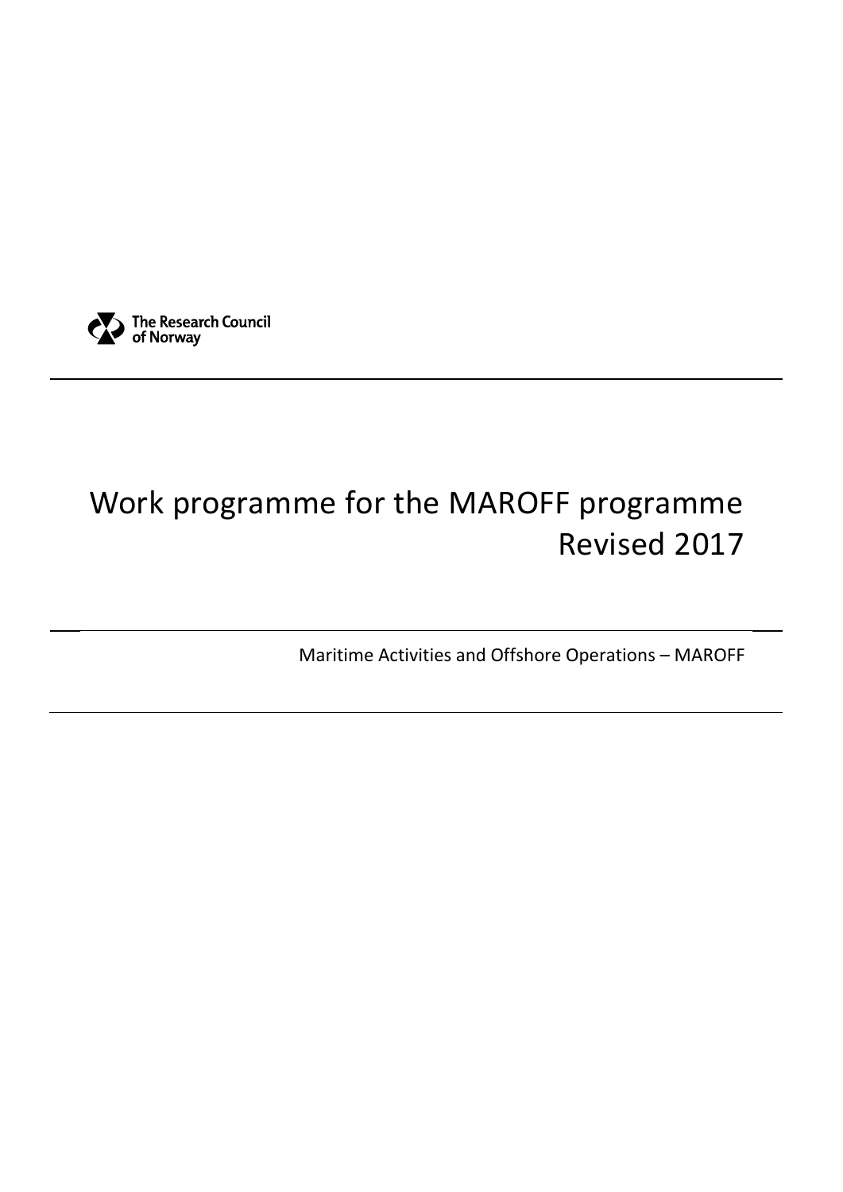The Research Council of Norway

# Work programme for the MAROFF programme Revised 2017

Maritime Activities and Offshore Operations – MAROFF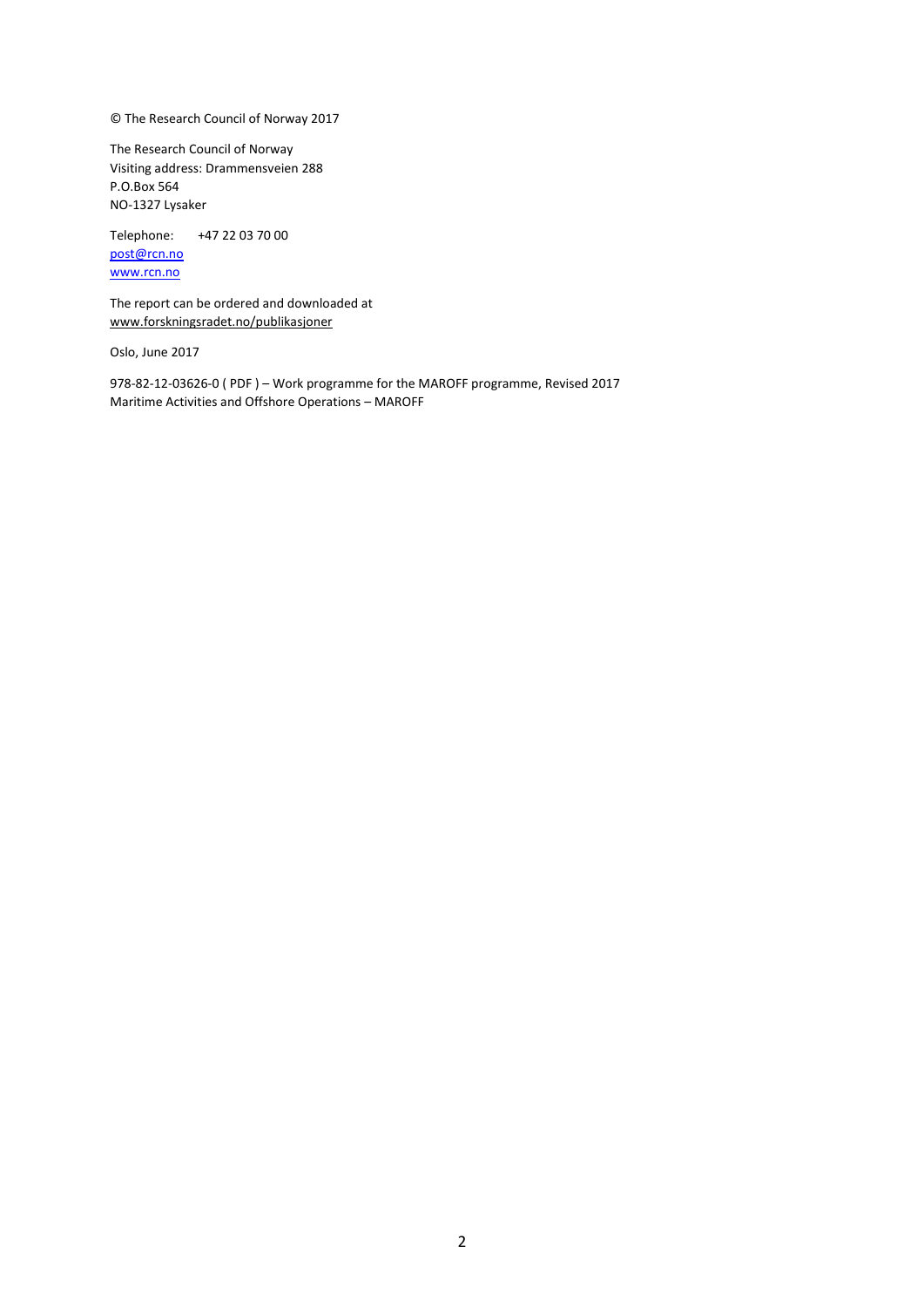© The Research Council of Norway 2017

The Research Council of Norway
Visiting address: Drammensveien 288
P.O.Box 564
NO-1327 Lysaker

Telephone: +47 22 03 70 00
post@rcn.no
www.rcn.no

The report can be ordered and downloaded at
www.forskningsradet.no/publikasjoner

Oslo, June 2017

978-82-12-03626-0 ( PDF ) – Work programme for the MAROFF programme, Revised 2017
Maritime Activities and Offshore Operations – MAROFF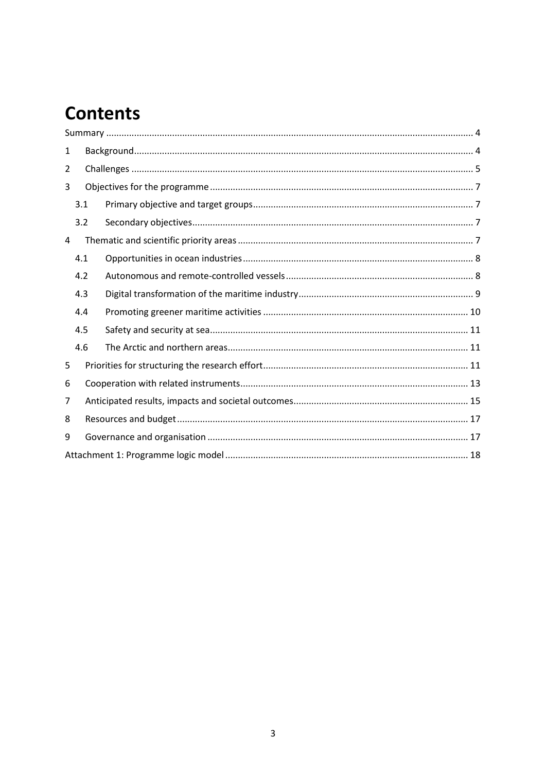# Contents

Summary ........................................................................................................................................ 4

1 Background.................................................................................................................................. 4

2 Challenges .................................................................................................................................... 5

3 Objectives for the programme ...................................................................................................... 7

3.1 Primary objective and target groups...................................................................................... 7

3.2 Secondary objectives............................................................................................................. 7

4 Thematic and scientific priority areas ............................................................................................ 7

4.1 Opportunities in ocean industries.......................................................................................... 8

4.2 Autonomous and remote-controlled vessels......................................................................... 8

4.3 Digital transformation of the maritime industry.................................................................... 9

4.4 Promoting greener maritime activities ................................................................................ 10

4.5 Safety and security at sea..................................................................................................... 11

4.6 The Arctic and northern areas.............................................................................................. 11

5 Priorities for structuring the research effort................................................................................ 11

6 Cooperation with related instruments......................................................................................... 13

7 Anticipated results, impacts and societal outcomes.................................................................... 15

8 Resources and budget................................................................................................................. 17

9 Governance and organisation ...................................................................................................... 17

Attachment 1: Programme logic model .............................................................................................. 18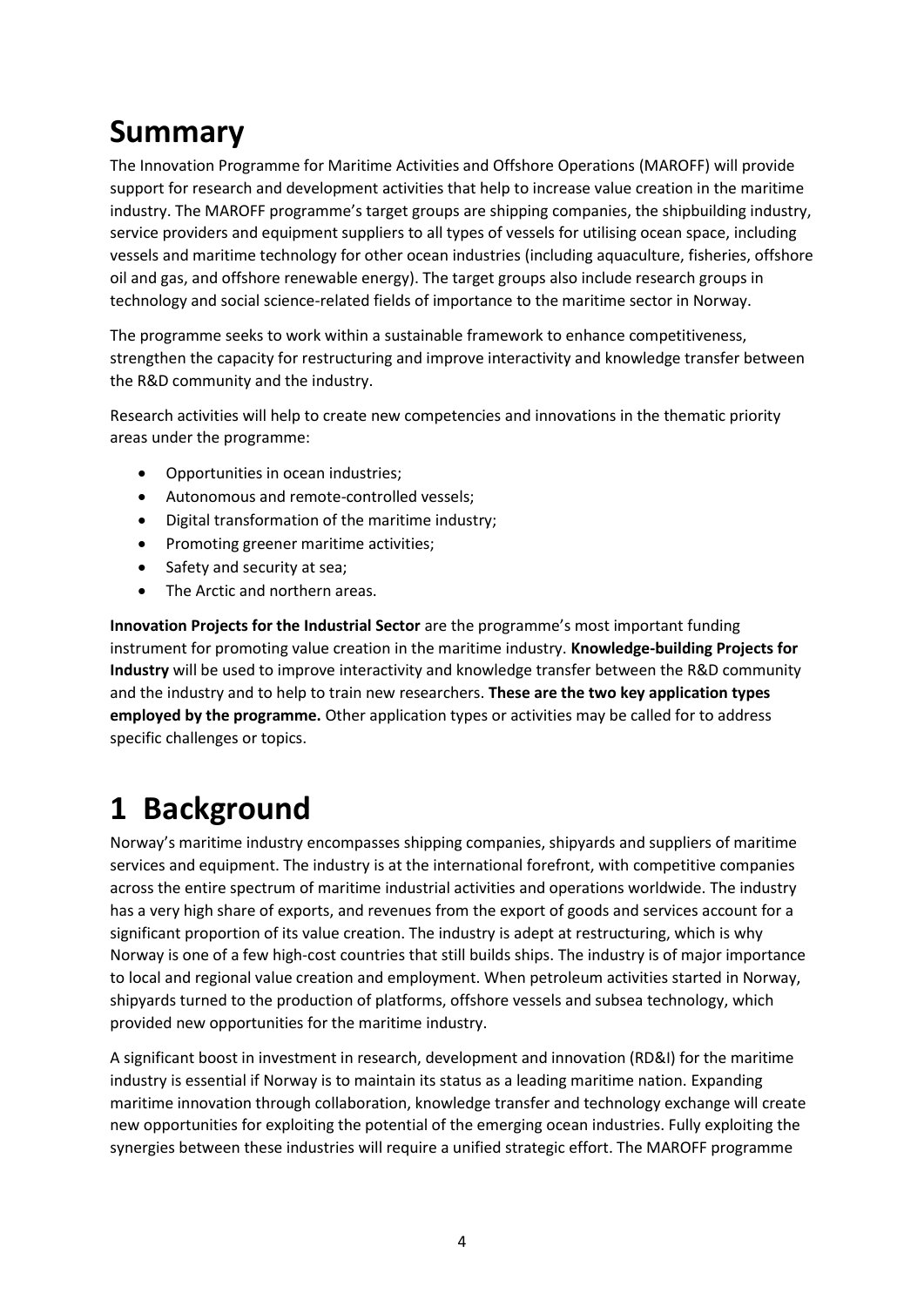# Summary

The Innovation Programme for Maritime Activities and Offshore Operations (MAROFF) will provide support for research and development activities that help to increase value creation in the maritime industry. The MAROFF programme's target groups are shipping companies, the shipbuilding industry, service providers and equipment suppliers to all types of vessels for utilising ocean space, including vessels and maritime technology for other ocean industries (including aquaculture, fisheries, offshore oil and gas, and offshore renewable energy). The target groups also include research groups in technology and social science-related fields of importance to the maritime sector in Norway.

The programme seeks to work within a sustainable framework to enhance competitiveness, strengthen the capacity for restructuring and improve interactivity and knowledge transfer between the R&D community and the industry.

Research activities will help to create new competencies and innovations in the thematic priority areas under the programme:

- Opportunities in ocean industries;
- Autonomous and remote-controlled vessels;
- Digital transformation of the maritime industry;
- Promoting greener maritime activities;
- Safety and security at sea;
- The Arctic and northern areas.

**Innovation Projects for the Industrial Sector** are the programme's most important funding instrument for promoting value creation in the maritime industry. **Knowledge-building Projects for Industry** will be used to improve interactivity and knowledge transfer between the R&D community and the industry and to help to train new researchers. **These are the two key application types employed by the programme.** Other application types or activities may be called for to address specific challenges or topics.

# 1 Background

Norway's maritime industry encompasses shipping companies, shipyards and suppliers of maritime services and equipment. The industry is at the international forefront, with competitive companies across the entire spectrum of maritime industrial activities and operations worldwide. The industry has a very high share of exports, and revenues from the export of goods and services account for a significant proportion of its value creation. The industry is adept at restructuring, which is why Norway is one of a few high-cost countries that still builds ships. The industry is of major importance to local and regional value creation and employment. When petroleum activities started in Norway, shipyards turned to the production of platforms, offshore vessels and subsea technology, which provided new opportunities for the maritime industry.

A significant boost in investment in research, development and innovation (RD&I) for the maritime industry is essential if Norway is to maintain its status as a leading maritime nation. Expanding maritime innovation through collaboration, knowledge transfer and technology exchange will create new opportunities for exploiting the potential of the emerging ocean industries. Fully exploiting the synergies between these industries will require a unified strategic effort. The MAROFF programme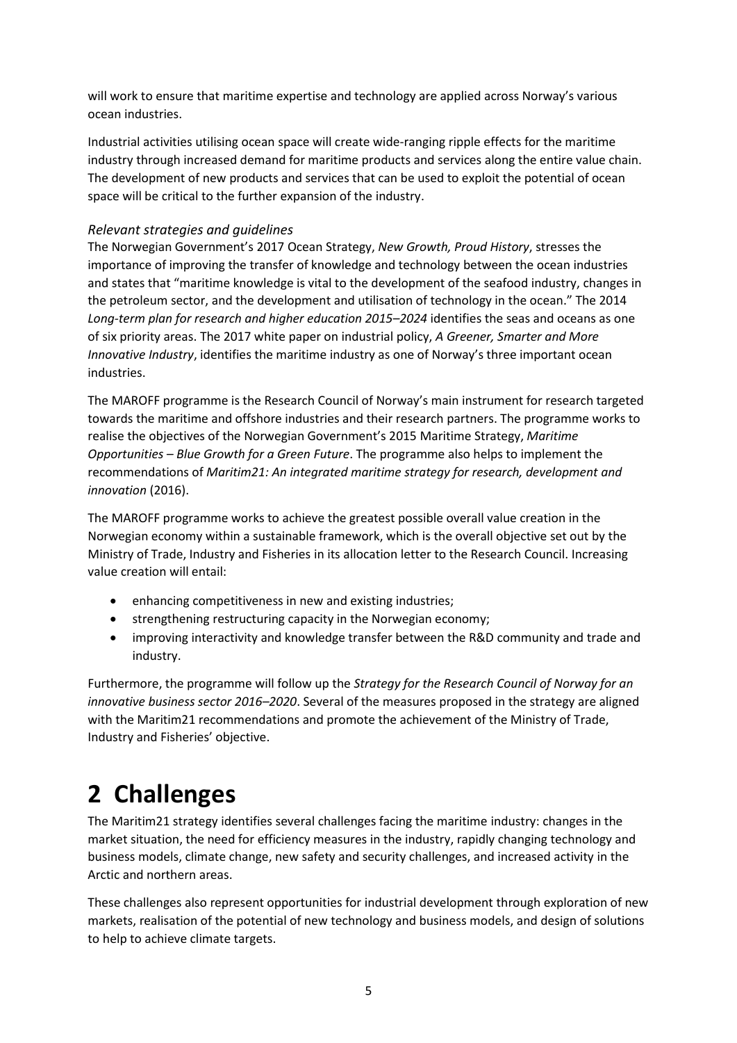will work to ensure that maritime expertise and technology are applied across Norway's various ocean industries.

Industrial activities utilising ocean space will create wide-ranging ripple effects for the maritime industry through increased demand for maritime products and services along the entire value chain. The development of new products and services that can be used to exploit the potential of ocean space will be critical to the further expansion of the industry.

### *Relevant strategies and guidelines*

The Norwegian Government's 2017 Ocean Strategy, *New Growth, Proud History*, stresses the importance of improving the transfer of knowledge and technology between the ocean industries and states that "maritime knowledge is vital to the development of the seafood industry, changes in the petroleum sector, and the development and utilisation of technology in the ocean." The 2014 *Long-term plan for research and higher education 2015–2024* identifies the seas and oceans as one of six priority areas. The 2017 white paper on industrial policy, *A Greener, Smarter and More Innovative Industry*, identifies the maritime industry as one of Norway's three important ocean industries.

The MAROFF programme is the Research Council of Norway's main instrument for research targeted towards the maritime and offshore industries and their research partners. The programme works to realise the objectives of the Norwegian Government's 2015 Maritime Strategy, *Maritime Opportunities – Blue Growth for a Green Future*. The programme also helps to implement the recommendations of *Maritim21: An integrated maritime strategy for research, development and innovation* (2016).

The MAROFF programme works to achieve the greatest possible overall value creation in the Norwegian economy within a sustainable framework, which is the overall objective set out by the Ministry of Trade, Industry and Fisheries in its allocation letter to the Research Council. Increasing value creation will entail:

- enhancing competitiveness in new and existing industries;
- strengthening restructuring capacity in the Norwegian economy;
- improving interactivity and knowledge transfer between the R&D community and trade and industry.

Furthermore, the programme will follow up the *Strategy for the Research Council of Norway for an innovative business sector 2016–2020*. Several of the measures proposed in the strategy are aligned with the Maritim21 recommendations and promote the achievement of the Ministry of Trade, Industry and Fisheries' objective.

# 2 Challenges

The Maritim21 strategy identifies several challenges facing the maritime industry: changes in the market situation, the need for efficiency measures in the industry, rapidly changing technology and business models, climate change, new safety and security challenges, and increased activity in the Arctic and northern areas.

These challenges also represent opportunities for industrial development through exploration of new markets, realisation of the potential of new technology and business models, and design of solutions to help to achieve climate targets.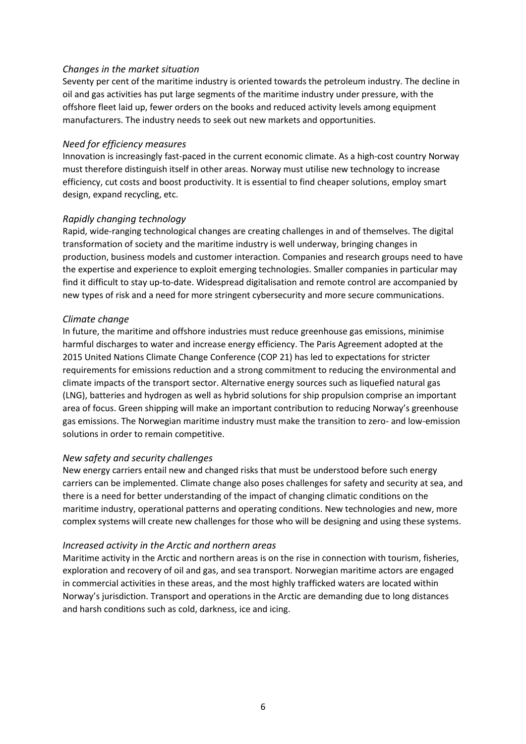*Changes in the market situation*

Seventy per cent of the maritime industry is oriented towards the petroleum industry. The decline in oil and gas activities has put large segments of the maritime industry under pressure, with the offshore fleet laid up, fewer orders on the books and reduced activity levels among equipment manufacturers. The industry needs to seek out new markets and opportunities.

*Need for efficiency measures*

Innovation is increasingly fast-paced in the current economic climate. As a high-cost country Norway must therefore distinguish itself in other areas. Norway must utilise new technology to increase efficiency, cut costs and boost productivity. It is essential to find cheaper solutions, employ smart design, expand recycling, etc.

*Rapidly changing technology*

Rapid, wide-ranging technological changes are creating challenges in and of themselves. The digital transformation of society and the maritime industry is well underway, bringing changes in production, business models and customer interaction. Companies and research groups need to have the expertise and experience to exploit emerging technologies. Smaller companies in particular may find it difficult to stay up-to-date. Widespread digitalisation and remote control are accompanied by new types of risk and a need for more stringent cybersecurity and more secure communications.

*Climate change*

In future, the maritime and offshore industries must reduce greenhouse gas emissions, minimise harmful discharges to water and increase energy efficiency. The Paris Agreement adopted at the 2015 United Nations Climate Change Conference (COP 21) has led to expectations for stricter requirements for emissions reduction and a strong commitment to reducing the environmental and climate impacts of the transport sector. Alternative energy sources such as liquefied natural gas (LNG), batteries and hydrogen as well as hybrid solutions for ship propulsion comprise an important area of focus. Green shipping will make an important contribution to reducing Norway's greenhouse gas emissions. The Norwegian maritime industry must make the transition to zero- and low-emission solutions in order to remain competitive.

*New safety and security challenges*

New energy carriers entail new and changed risks that must be understood before such energy carriers can be implemented. Climate change also poses challenges for safety and security at sea, and there is a need for better understanding of the impact of changing climatic conditions on the maritime industry, operational patterns and operating conditions. New technologies and new, more complex systems will create new challenges for those who will be designing and using these systems.

*Increased activity in the Arctic and northern areas*

Maritime activity in the Arctic and northern areas is on the rise in connection with tourism, fisheries, exploration and recovery of oil and gas, and sea transport. Norwegian maritime actors are engaged in commercial activities in these areas, and the most highly trafficked waters are located within Norway's jurisdiction. Transport and operations in the Arctic are demanding due to long distances and harsh conditions such as cold, darkness, ice and icing.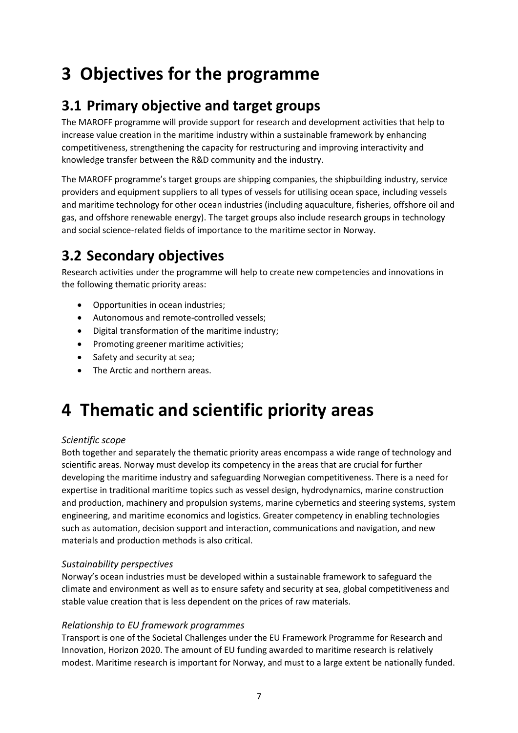# 3 Objectives for the programme

## 3.1 Primary objective and target groups

The MAROFF programme will provide support for research and development activities that help to increase value creation in the maritime industry within a sustainable framework by enhancing competitiveness, strengthening the capacity for restructuring and improving interactivity and knowledge transfer between the R&D community and the industry.

The MAROFF programme's target groups are shipping companies, the shipbuilding industry, service providers and equipment suppliers to all types of vessels for utilising ocean space, including vessels and maritime technology for other ocean industries (including aquaculture, fisheries, offshore oil and gas, and offshore renewable energy). The target groups also include research groups in technology and social science-related fields of importance to the maritime sector in Norway.

## 3.2 Secondary objectives

Research activities under the programme will help to create new competencies and innovations in the following thematic priority areas:

- Opportunities in ocean industries;
- Autonomous and remote-controlled vessels;
- Digital transformation of the maritime industry;
- Promoting greener maritime activities;
- Safety and security at sea;
- The Arctic and northern areas.

# 4 Thematic and scientific priority areas

*Scientific scope*

Both together and separately the thematic priority areas encompass a wide range of technology and scientific areas. Norway must develop its competency in the areas that are crucial for further developing the maritime industry and safeguarding Norwegian competitiveness. There is a need for expertise in traditional maritime topics such as vessel design, hydrodynamics, marine construction and production, machinery and propulsion systems, marine cybernetics and steering systems, system engineering, and maritime economics and logistics. Greater competency in enabling technologies such as automation, decision support and interaction, communications and navigation, and new materials and production methods is also critical.

*Sustainability perspectives*

Norway's ocean industries must be developed within a sustainable framework to safeguard the climate and environment as well as to ensure safety and security at sea, global competitiveness and stable value creation that is less dependent on the prices of raw materials.

*Relationship to EU framework programmes*

Transport is one of the Societal Challenges under the EU Framework Programme for Research and Innovation, Horizon 2020. The amount of EU funding awarded to maritime research is relatively modest. Maritime research is important for Norway, and must to a large extent be nationally funded.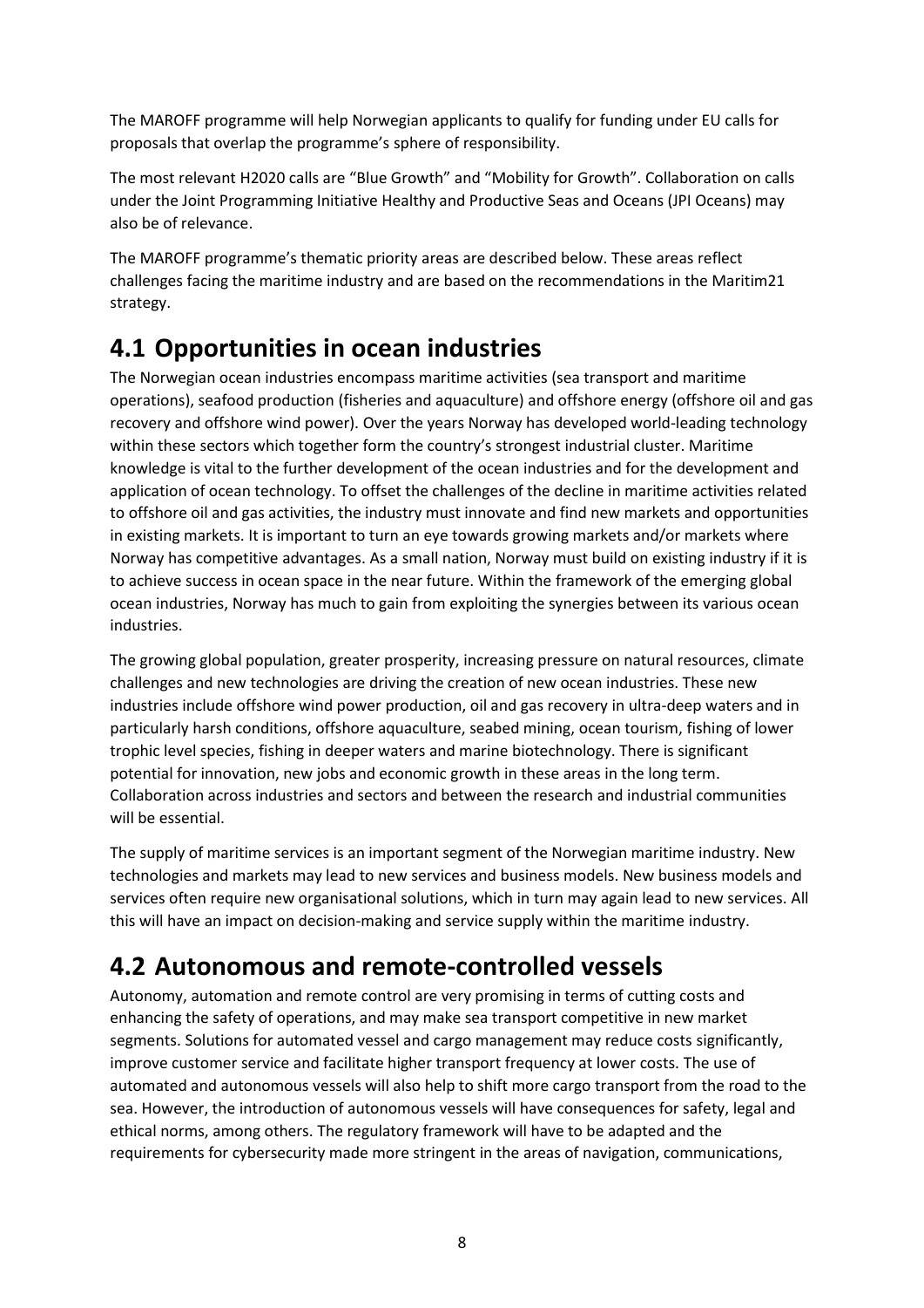The MAROFF programme will help Norwegian applicants to qualify for funding under EU calls for proposals that overlap the programme's sphere of responsibility.

The most relevant H2020 calls are "Blue Growth" and "Mobility for Growth". Collaboration on calls under the Joint Programming Initiative Healthy and Productive Seas and Oceans (JPI Oceans) may also be of relevance.

The MAROFF programme's thematic priority areas are described below. These areas reflect challenges facing the maritime industry and are based on the recommendations in the Maritim21 strategy.

## 4.1 Opportunities in ocean industries

The Norwegian ocean industries encompass maritime activities (sea transport and maritime operations), seafood production (fisheries and aquaculture) and offshore energy (offshore oil and gas recovery and offshore wind power). Over the years Norway has developed world-leading technology within these sectors which together form the country's strongest industrial cluster. Maritime knowledge is vital to the further development of the ocean industries and for the development and application of ocean technology. To offset the challenges of the decline in maritime activities related to offshore oil and gas activities, the industry must innovate and find new markets and opportunities in existing markets. It is important to turn an eye towards growing markets and/or markets where Norway has competitive advantages. As a small nation, Norway must build on existing industry if it is to achieve success in ocean space in the near future. Within the framework of the emerging global ocean industries, Norway has much to gain from exploiting the synergies between its various ocean industries.

The growing global population, greater prosperity, increasing pressure on natural resources, climate challenges and new technologies are driving the creation of new ocean industries. These new industries include offshore wind power production, oil and gas recovery in ultra-deep waters and in particularly harsh conditions, offshore aquaculture, seabed mining, ocean tourism, fishing of lower trophic level species, fishing in deeper waters and marine biotechnology. There is significant potential for innovation, new jobs and economic growth in these areas in the long term. Collaboration across industries and sectors and between the research and industrial communities will be essential.

The supply of maritime services is an important segment of the Norwegian maritime industry. New technologies and markets may lead to new services and business models. New business models and services often require new organisational solutions, which in turn may again lead to new services. All this will have an impact on decision-making and service supply within the maritime industry.

## 4.2 Autonomous and remote-controlled vessels

Autonomy, automation and remote control are very promising in terms of cutting costs and enhancing the safety of operations, and may make sea transport competitive in new market segments. Solutions for automated vessel and cargo management may reduce costs significantly, improve customer service and facilitate higher transport frequency at lower costs. The use of automated and autonomous vessels will also help to shift more cargo transport from the road to the sea. However, the introduction of autonomous vessels will have consequences for safety, legal and ethical norms, among others. The regulatory framework will have to be adapted and the requirements for cybersecurity made more stringent in the areas of navigation, communications,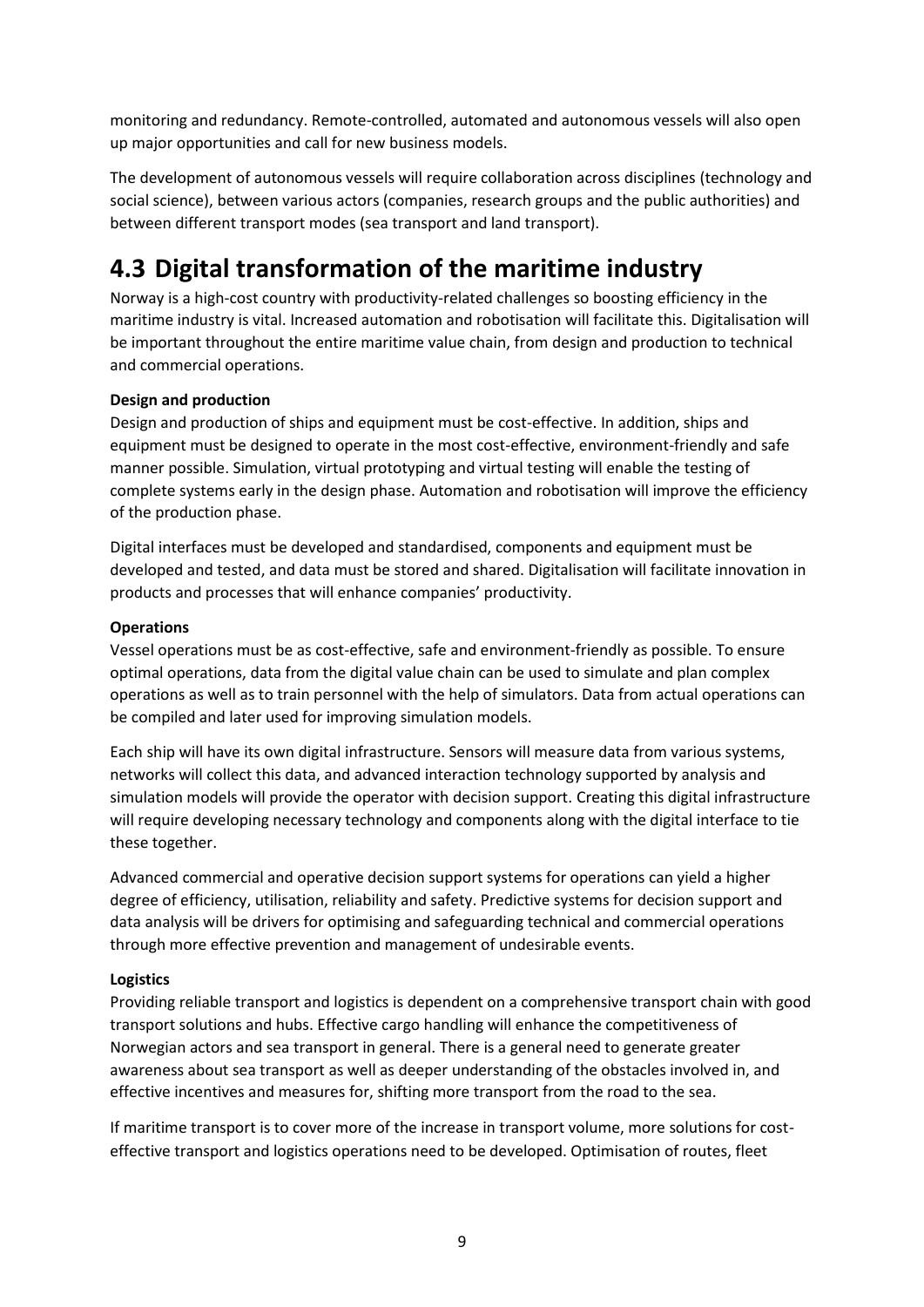monitoring and redundancy. Remote-controlled, automated and autonomous vessels will also open up major opportunities and call for new business models.

The development of autonomous vessels will require collaboration across disciplines (technology and social science), between various actors (companies, research groups and the public authorities) and between different transport modes (sea transport and land transport).

## 4.3 Digital transformation of the maritime industry

Norway is a high-cost country with productivity-related challenges so boosting efficiency in the maritime industry is vital. Increased automation and robotisation will facilitate this. Digitalisation will be important throughout the entire maritime value chain, from design and production to technical and commercial operations.

**Design and production**

Design and production of ships and equipment must be cost-effective. In addition, ships and equipment must be designed to operate in the most cost-effective, environment-friendly and safe manner possible. Simulation, virtual prototyping and virtual testing will enable the testing of complete systems early in the design phase. Automation and robotisation will improve the efficiency of the production phase.

Digital interfaces must be developed and standardised, components and equipment must be developed and tested, and data must be stored and shared. Digitalisation will facilitate innovation in products and processes that will enhance companies' productivity.

**Operations**

Vessel operations must be as cost-effective, safe and environment-friendly as possible. To ensure optimal operations, data from the digital value chain can be used to simulate and plan complex operations as well as to train personnel with the help of simulators. Data from actual operations can be compiled and later used for improving simulation models.

Each ship will have its own digital infrastructure. Sensors will measure data from various systems, networks will collect this data, and advanced interaction technology supported by analysis and simulation models will provide the operator with decision support. Creating this digital infrastructure will require developing necessary technology and components along with the digital interface to tie these together.

Advanced commercial and operative decision support systems for operations can yield a higher degree of efficiency, utilisation, reliability and safety. Predictive systems for decision support and data analysis will be drivers for optimising and safeguarding technical and commercial operations through more effective prevention and management of undesirable events.

**Logistics**

Providing reliable transport and logistics is dependent on a comprehensive transport chain with good transport solutions and hubs. Effective cargo handling will enhance the competitiveness of Norwegian actors and sea transport in general. There is a general need to generate greater awareness about sea transport as well as deeper understanding of the obstacles involved in, and effective incentives and measures for, shifting more transport from the road to the sea.

If maritime transport is to cover more of the increase in transport volume, more solutions for cost-effective transport and logistics operations need to be developed. Optimisation of routes, fleet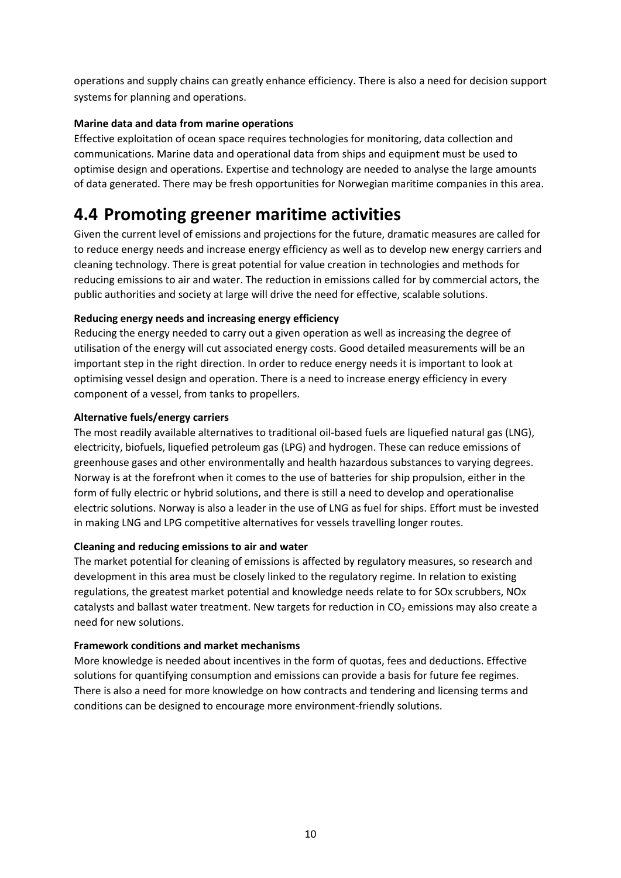operations and supply chains can greatly enhance efficiency. There is also a need for decision support systems for planning and operations.

**Marine data and data from marine operations**

Effective exploitation of ocean space requires technologies for monitoring, data collection and communications. Marine data and operational data from ships and equipment must be used to optimise design and operations. Expertise and technology are needed to analyse the large amounts of data generated. There may be fresh opportunities for Norwegian maritime companies in this area.

## 4.4 Promoting greener maritime activities

Given the current level of emissions and projections for the future, dramatic measures are called for to reduce energy needs and increase energy efficiency as well as to develop new energy carriers and cleaning technology. There is great potential for value creation in technologies and methods for reducing emissions to air and water. The reduction in emissions called for by commercial actors, the public authorities and society at large will drive the need for effective, scalable solutions.

**Reducing energy needs and increasing energy efficiency**

Reducing the energy needed to carry out a given operation as well as increasing the degree of utilisation of the energy will cut associated energy costs. Good detailed measurements will be an important step in the right direction. In order to reduce energy needs it is important to look at optimising vessel design and operation. There is a need to increase energy efficiency in every component of a vessel, from tanks to propellers.

**Alternative fuels/energy carriers**

The most readily available alternatives to traditional oil-based fuels are liquefied natural gas (LNG), electricity, biofuels, liquefied petroleum gas (LPG) and hydrogen. These can reduce emissions of greenhouse gases and other environmentally and health hazardous substances to varying degrees. Norway is at the forefront when it comes to the use of batteries for ship propulsion, either in the form of fully electric or hybrid solutions, and there is still a need to develop and operationalise electric solutions. Norway is also a leader in the use of LNG as fuel for ships. Effort must be invested in making LNG and LPG competitive alternatives for vessels travelling longer routes.

**Cleaning and reducing emissions to air and water**

The market potential for cleaning of emissions is affected by regulatory measures, so research and development in this area must be closely linked to the regulatory regime. In relation to existing regulations, the greatest market potential and knowledge needs relate to for SOx scrubbers, NOx catalysts and ballast water treatment. New targets for reduction in $CO_2$ emissions may also create a need for new solutions.

**Framework conditions and market mechanisms**

More knowledge is needed about incentives in the form of quotas, fees and deductions. Effective solutions for quantifying consumption and emissions can provide a basis for future fee regimes. There is also a need for more knowledge on how contracts and tendering and licensing terms and conditions can be designed to encourage more environment-friendly solutions.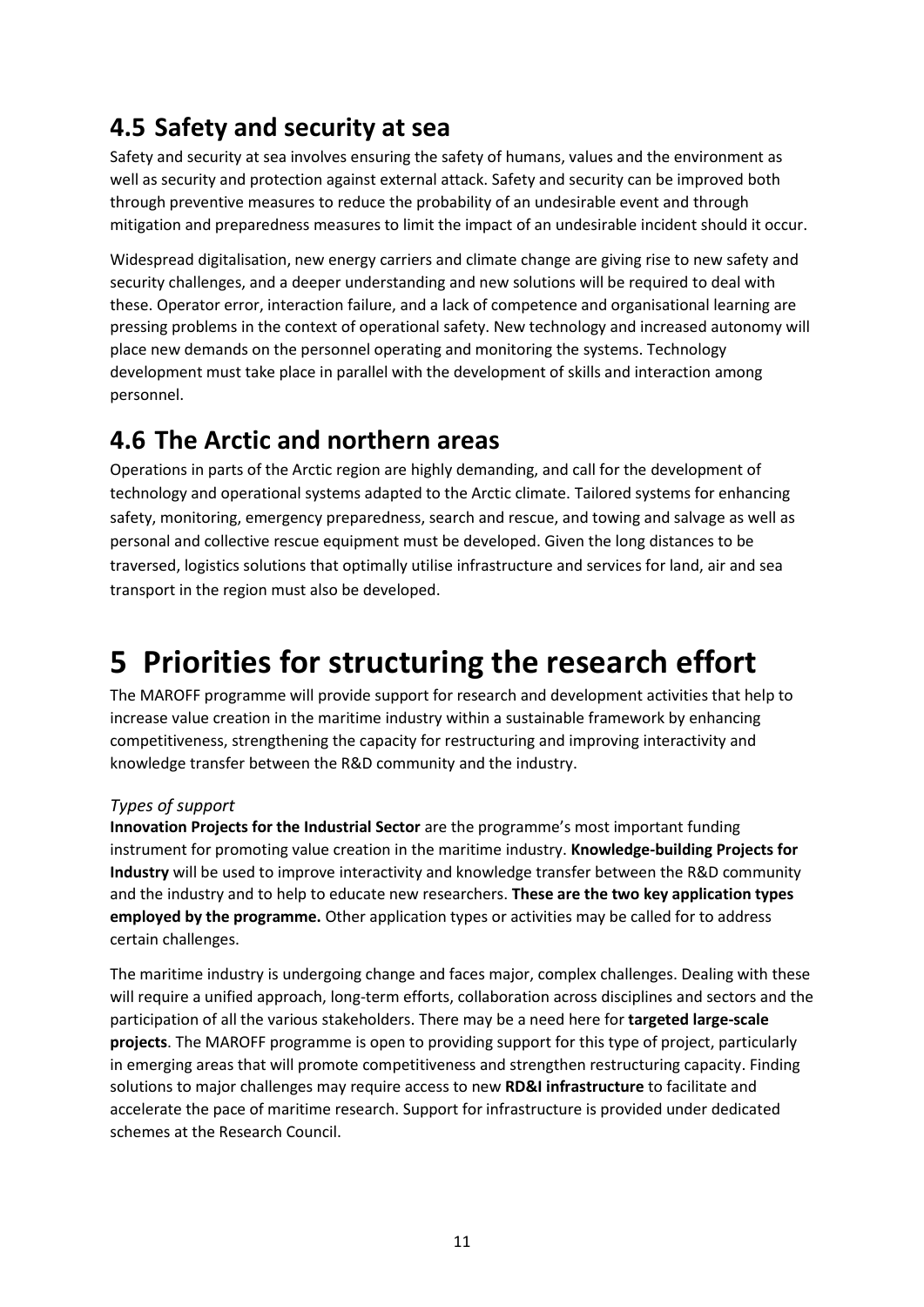## 4.5 Safety and security at sea

Safety and security at sea involves ensuring the safety of humans, values and the environment as well as security and protection against external attack. Safety and security can be improved both through preventive measures to reduce the probability of an undesirable event and through mitigation and preparedness measures to limit the impact of an undesirable incident should it occur.

Widespread digitalisation, new energy carriers and climate change are giving rise to new safety and security challenges, and a deeper understanding and new solutions will be required to deal with these. Operator error, interaction failure, and a lack of competence and organisational learning are pressing problems in the context of operational safety. New technology and increased autonomy will place new demands on the personnel operating and monitoring the systems. Technology development must take place in parallel with the development of skills and interaction among personnel.

## 4.6 The Arctic and northern areas

Operations in parts of the Arctic region are highly demanding, and call for the development of technology and operational systems adapted to the Arctic climate. Tailored systems for enhancing safety, monitoring, emergency preparedness, search and rescue, and towing and salvage as well as personal and collective rescue equipment must be developed. Given the long distances to be traversed, logistics solutions that optimally utilise infrastructure and services for land, air and sea transport in the region must also be developed.

# 5 Priorities for structuring the research effort

The MAROFF programme will provide support for research and development activities that help to increase value creation in the maritime industry within a sustainable framework by enhancing competitiveness, strengthening the capacity for restructuring and improving interactivity and knowledge transfer between the R&D community and the industry.

*Types of support*

**Innovation Projects for the Industrial Sector** are the programme's most important funding instrument for promoting value creation in the maritime industry. **Knowledge-building Projects for Industry** will be used to improve interactivity and knowledge transfer between the R&D community and the industry and to help to educate new researchers. **These are the two key application types employed by the programme.** Other application types or activities may be called for to address certain challenges.

The maritime industry is undergoing change and faces major, complex challenges. Dealing with these will require a unified approach, long-term efforts, collaboration across disciplines and sectors and the participation of all the various stakeholders. There may be a need here for **targeted large-scale projects**. The MAROFF programme is open to providing support for this type of project, particularly in emerging areas that will promote competitiveness and strengthen restructuring capacity. Finding solutions to major challenges may require access to new **RD&I infrastructure** to facilitate and accelerate the pace of maritime research. Support for infrastructure is provided under dedicated schemes at the Research Council.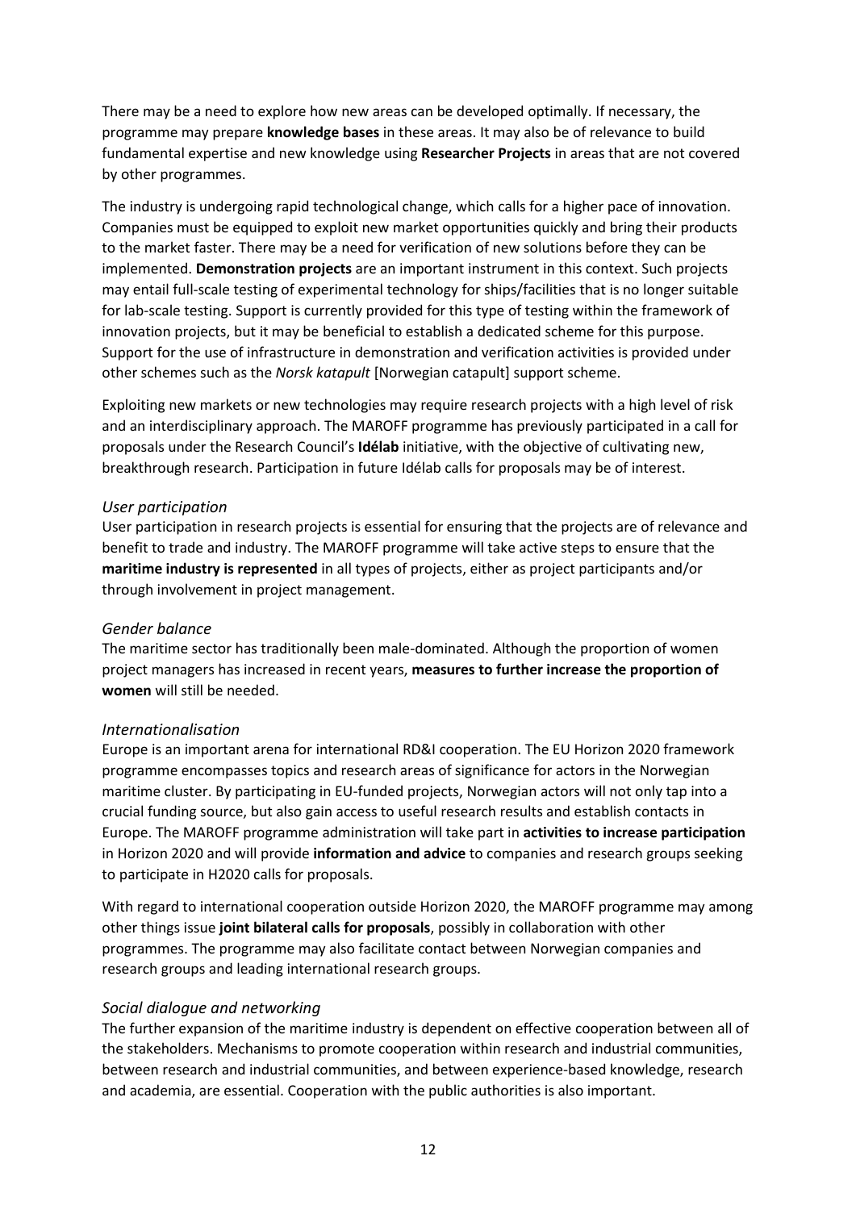There may be a need to explore how new areas can be developed optimally. If necessary, the programme may prepare **knowledge bases** in these areas. It may also be of relevance to build fundamental expertise and new knowledge using **Researcher Projects** in areas that are not covered by other programmes.

The industry is undergoing rapid technological change, which calls for a higher pace of innovation. Companies must be equipped to exploit new market opportunities quickly and bring their products to the market faster. There may be a need for verification of new solutions before they can be implemented. **Demonstration projects** are an important instrument in this context. Such projects may entail full-scale testing of experimental technology for ships/facilities that is no longer suitable for lab-scale testing. Support is currently provided for this type of testing within the framework of innovation projects, but it may be beneficial to establish a dedicated scheme for this purpose. Support for the use of infrastructure in demonstration and verification activities is provided under other schemes such as the *Norsk katapult* [Norwegian catapult] support scheme.

Exploiting new markets or new technologies may require research projects with a high level of risk and an interdisciplinary approach. The MAROFF programme has previously participated in a call for proposals under the Research Council's **Idélab** initiative, with the objective of cultivating new, breakthrough research. Participation in future Idélab calls for proposals may be of interest.

*User participation*

User participation in research projects is essential for ensuring that the projects are of relevance and benefit to trade and industry. The MAROFF programme will take active steps to ensure that the **maritime industry is represented** in all types of projects, either as project participants and/or through involvement in project management.

*Gender balance*

The maritime sector has traditionally been male-dominated. Although the proportion of women project managers has increased in recent years, **measures to further increase the proportion of women** will still be needed.

*Internationalisation*

Europe is an important arena for international RD&I cooperation. The EU Horizon 2020 framework programme encompasses topics and research areas of significance for actors in the Norwegian maritime cluster. By participating in EU-funded projects, Norwegian actors will not only tap into a crucial funding source, but also gain access to useful research results and establish contacts in Europe. The MAROFF programme administration will take part in **activities to increase participation** in Horizon 2020 and will provide **information and advice** to companies and research groups seeking to participate in H2020 calls for proposals.

With regard to international cooperation outside Horizon 2020, the MAROFF programme may among other things issue **joint bilateral calls for proposals**, possibly in collaboration with other programmes. The programme may also facilitate contact between Norwegian companies and research groups and leading international research groups.

*Social dialogue and networking*

The further expansion of the maritime industry is dependent on effective cooperation between all of the stakeholders. Mechanisms to promote cooperation within research and industrial communities, between research and industrial communities, and between experience-based knowledge, research and academia, are essential. Cooperation with the public authorities is also important.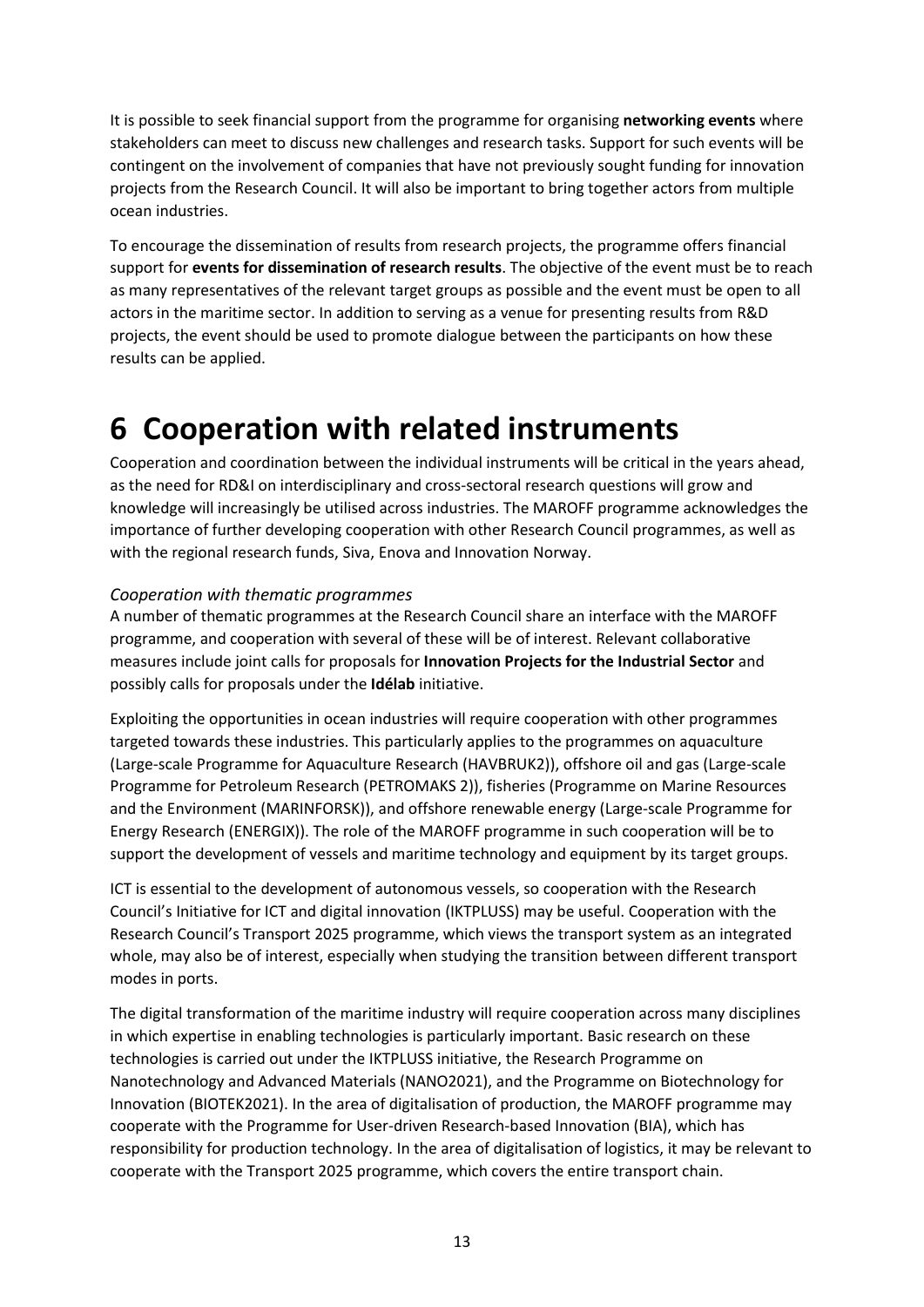It is possible to seek financial support from the programme for organising **networking events** where stakeholders can meet to discuss new challenges and research tasks. Support for such events will be contingent on the involvement of companies that have not previously sought funding for innovation projects from the Research Council. It will also be important to bring together actors from multiple ocean industries.

To encourage the dissemination of results from research projects, the programme offers financial support for **events for dissemination of research results**. The objective of the event must be to reach as many representatives of the relevant target groups as possible and the event must be open to all actors in the maritime sector. In addition to serving as a venue for presenting results from R&D projects, the event should be used to promote dialogue between the participants on how these results can be applied.

# 6 Cooperation with related instruments

Cooperation and coordination between the individual instruments will be critical in the years ahead, as the need for RD&I on interdisciplinary and cross-sectoral research questions will grow and knowledge will increasingly be utilised across industries. The MAROFF programme acknowledges the importance of further developing cooperation with other Research Council programmes, as well as with the regional research funds, Siva, Enova and Innovation Norway.

### *Cooperation with thematic programmes*

A number of thematic programmes at the Research Council share an interface with the MAROFF programme, and cooperation with several of these will be of interest. Relevant collaborative measures include joint calls for proposals for **Innovation Projects for the Industrial Sector** and possibly calls for proposals under the **Idélab** initiative.

Exploiting the opportunities in ocean industries will require cooperation with other programmes targeted towards these industries. This particularly applies to the programmes on aquaculture (Large-scale Programme for Aquaculture Research (HAVBRUK2)), offshore oil and gas (Large-scale Programme for Petroleum Research (PETROMAKS 2)), fisheries (Programme on Marine Resources and the Environment (MARINFORSK)), and offshore renewable energy (Large-scale Programme for Energy Research (ENERGIX)). The role of the MAROFF programme in such cooperation will be to support the development of vessels and maritime technology and equipment by its target groups.

ICT is essential to the development of autonomous vessels, so cooperation with the Research Council's Initiative for ICT and digital innovation (IKTPLUSS) may be useful. Cooperation with the Research Council's Transport 2025 programme, which views the transport system as an integrated whole, may also be of interest, especially when studying the transition between different transport modes in ports.

The digital transformation of the maritime industry will require cooperation across many disciplines in which expertise in enabling technologies is particularly important. Basic research on these technologies is carried out under the IKTPLUSS initiative, the Research Programme on Nanotechnology and Advanced Materials (NANO2021), and the Programme on Biotechnology for Innovation (BIOTEK2021). In the area of digitalisation of production, the MAROFF programme may cooperate with the Programme for User-driven Research-based Innovation (BIA), which has responsibility for production technology. In the area of digitalisation of logistics, it may be relevant to cooperate with the Transport 2025 programme, which covers the entire transport chain.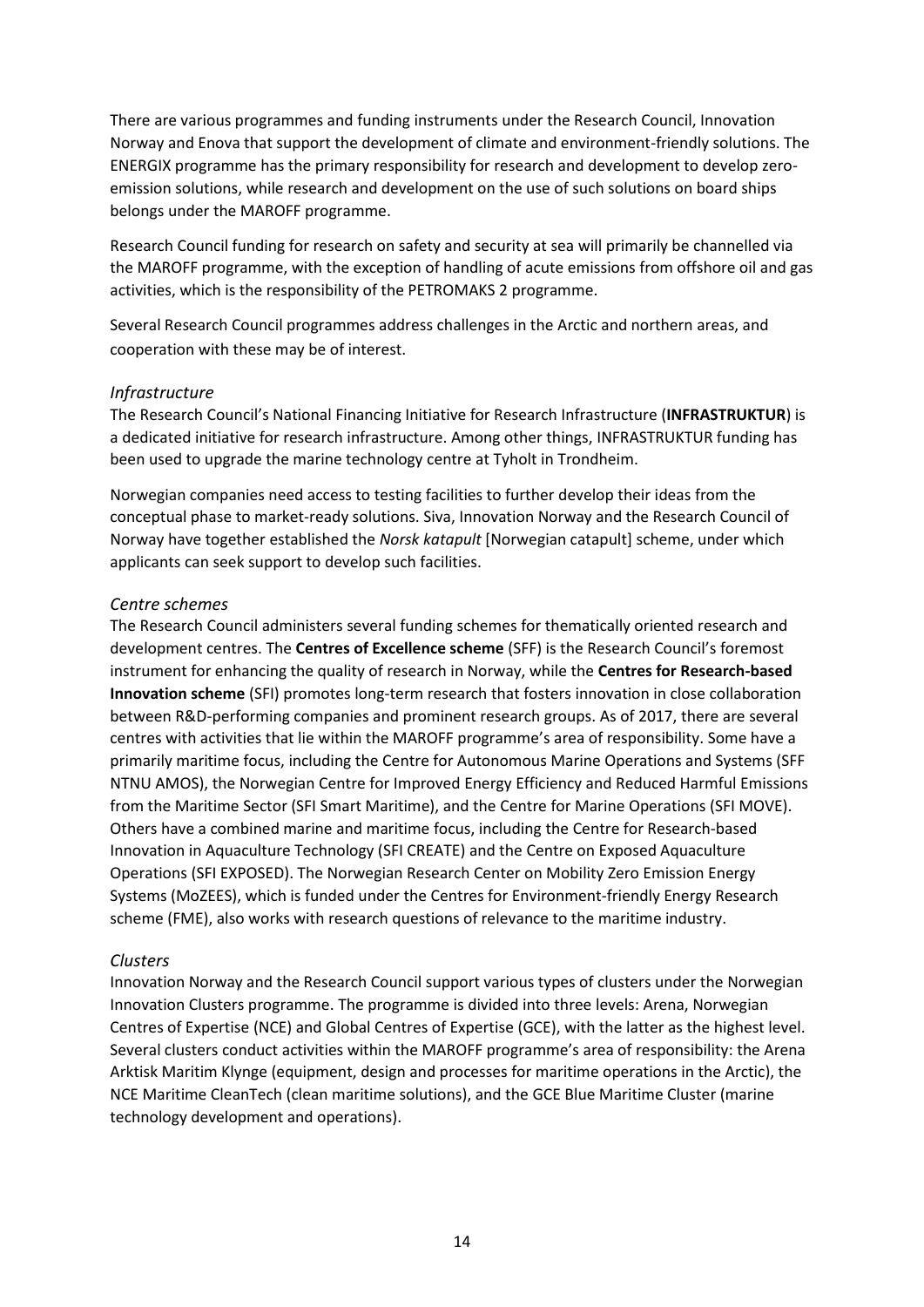There are various programmes and funding instruments under the Research Council, Innovation Norway and Enova that support the development of climate and environment-friendly solutions. The ENERGIX programme has the primary responsibility for research and development to develop zero-emission solutions, while research and development on the use of such solutions on board ships belongs under the MAROFF programme.

Research Council funding for research on safety and security at sea will primarily be channelled via the MAROFF programme, with the exception of handling of acute emissions from offshore oil and gas activities, which is the responsibility of the PETROMAKS 2 programme.

Several Research Council programmes address challenges in the Arctic and northern areas, and cooperation with these may be of interest.

*Infrastructure*

The Research Council's National Financing Initiative for Research Infrastructure (**INFRASTRUKTUR**) is a dedicated initiative for research infrastructure. Among other things, INFRASTRUKTUR funding has been used to upgrade the marine technology centre at Tyholt in Trondheim.

Norwegian companies need access to testing facilities to further develop their ideas from the conceptual phase to market-ready solutions. Siva, Innovation Norway and the Research Council of Norway have together established the *Norsk katapult* [Norwegian catapult] scheme, under which applicants can seek support to develop such facilities.

*Centre schemes*

The Research Council administers several funding schemes for thematically oriented research and development centres. The **Centres of Excellence scheme** (SFF) is the Research Council's foremost instrument for enhancing the quality of research in Norway, while the **Centres for Research-based Innovation scheme** (SFI) promotes long-term research that fosters innovation in close collaboration between R&D-performing companies and prominent research groups. As of 2017, there are several centres with activities that lie within the MAROFF programme's area of responsibility. Some have a primarily maritime focus, including the Centre for Autonomous Marine Operations and Systems (SFF NTNU AMOS), the Norwegian Centre for Improved Energy Efficiency and Reduced Harmful Emissions from the Maritime Sector (SFI Smart Maritime), and the Centre for Marine Operations (SFI MOVE). Others have a combined marine and maritime focus, including the Centre for Research-based Innovation in Aquaculture Technology (SFI CREATE) and the Centre on Exposed Aquaculture Operations (SFI EXPOSED). The Norwegian Research Center on Mobility Zero Emission Energy Systems (MoZEES), which is funded under the Centres for Environment-friendly Energy Research scheme (FME), also works with research questions of relevance to the maritime industry.

*Clusters*

Innovation Norway and the Research Council support various types of clusters under the Norwegian Innovation Clusters programme. The programme is divided into three levels: Arena, Norwegian Centres of Expertise (NCE) and Global Centres of Expertise (GCE), with the latter as the highest level. Several clusters conduct activities within the MAROFF programme's area of responsibility: the Arena Arktisk Maritim Klynge (equipment, design and processes for maritime operations in the Arctic), the NCE Maritime CleanTech (clean maritime solutions), and the GCE Blue Maritime Cluster (marine technology development and operations).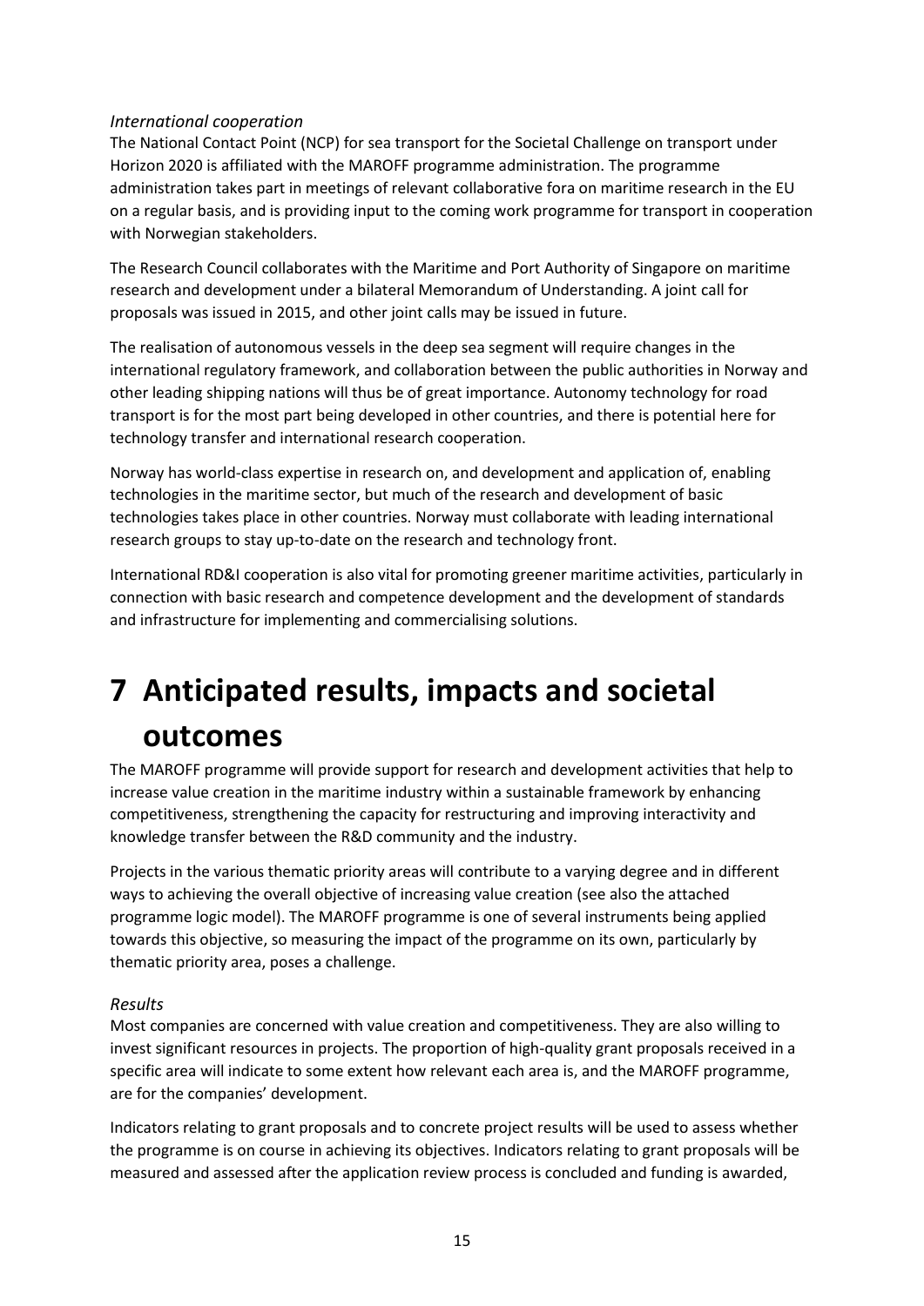*International cooperation*

The National Contact Point (NCP) for sea transport for the Societal Challenge on transport under Horizon 2020 is affiliated with the MAROFF programme administration. The programme administration takes part in meetings of relevant collaborative fora on maritime research in the EU on a regular basis, and is providing input to the coming work programme for transport in cooperation with Norwegian stakeholders.

The Research Council collaborates with the Maritime and Port Authority of Singapore on maritime research and development under a bilateral Memorandum of Understanding. A joint call for proposals was issued in 2015, and other joint calls may be issued in future.

The realisation of autonomous vessels in the deep sea segment will require changes in the international regulatory framework, and collaboration between the public authorities in Norway and other leading shipping nations will thus be of great importance. Autonomy technology for road transport is for the most part being developed in other countries, and there is potential here for technology transfer and international research cooperation.

Norway has world-class expertise in research on, and development and application of, enabling technologies in the maritime sector, but much of the research and development of basic technologies takes place in other countries. Norway must collaborate with leading international research groups to stay up-to-date on the research and technology front.

International RD&I cooperation is also vital for promoting greener maritime activities, particularly in connection with basic research and competence development and the development of standards and infrastructure for implementing and commercialising solutions.

# 7 Anticipated results, impacts and societal outcomes

The MAROFF programme will provide support for research and development activities that help to increase value creation in the maritime industry within a sustainable framework by enhancing competitiveness, strengthening the capacity for restructuring and improving interactivity and knowledge transfer between the R&D community and the industry.

Projects in the various thematic priority areas will contribute to a varying degree and in different ways to achieving the overall objective of increasing value creation (see also the attached programme logic model). The MAROFF programme is one of several instruments being applied towards this objective, so measuring the impact of the programme on its own, particularly by thematic priority area, poses a challenge.

*Results*

Most companies are concerned with value creation and competitiveness. They are also willing to invest significant resources in projects. The proportion of high-quality grant proposals received in a specific area will indicate to some extent how relevant each area is, and the MAROFF programme, are for the companies' development.

Indicators relating to grant proposals and to concrete project results will be used to assess whether the programme is on course in achieving its objectives. Indicators relating to grant proposals will be measured and assessed after the application review process is concluded and funding is awarded,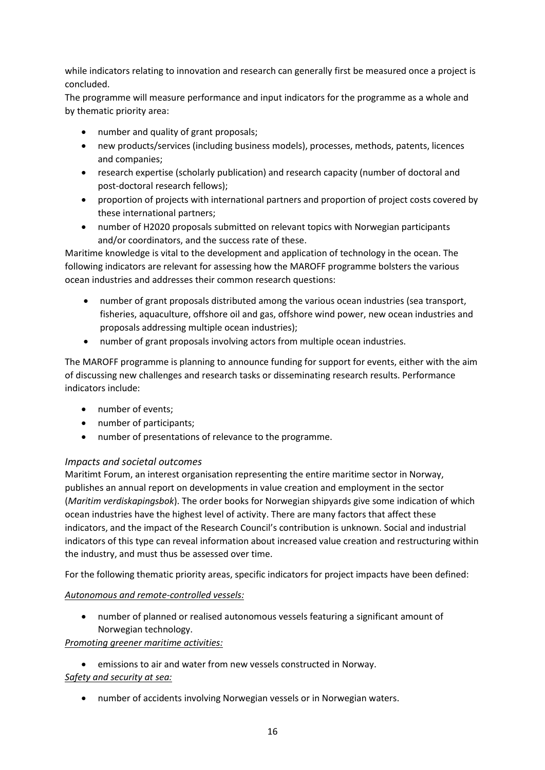while indicators relating to innovation and research can generally first be measured once a project is concluded.

The programme will measure performance and input indicators for the programme as a whole and by thematic priority area:

- number and quality of grant proposals;
- new products/services (including business models), processes, methods, patents, licences and companies;
- research expertise (scholarly publication) and research capacity (number of doctoral and post-doctoral research fellows);
- proportion of projects with international partners and proportion of project costs covered by these international partners;
- number of H2020 proposals submitted on relevant topics with Norwegian participants and/or coordinators, and the success rate of these.

Maritime knowledge is vital to the development and application of technology in the ocean. The following indicators are relevant for assessing how the MAROFF programme bolsters the various ocean industries and addresses their common research questions:

- number of grant proposals distributed among the various ocean industries (sea transport, fisheries, aquaculture, offshore oil and gas, offshore wind power, new ocean industries and proposals addressing multiple ocean industries);
- number of grant proposals involving actors from multiple ocean industries.

The MAROFF programme is planning to announce funding for support for events, either with the aim of discussing new challenges and research tasks or disseminating research results. Performance indicators include:

- number of events;
- number of participants;
- number of presentations of relevance to the programme.

### *Impacts and societal outcomes*

Maritimt Forum, an interest organisation representing the entire maritime sector in Norway, publishes an annual report on developments in value creation and employment in the sector (*Maritim verdiskapingsbok*). The order books for Norwegian shipyards give some indication of which ocean industries have the highest level of activity. There are many factors that affect these indicators, and the impact of the Research Council's contribution is unknown. Social and industrial indicators of this type can reveal information about increased value creation and restructuring within the industry, and must thus be assessed over time.

For the following thematic priority areas, specific indicators for project impacts have been defined:

*Autonomous and remote-controlled vessels:*

- number of planned or realised autonomous vessels featuring a significant amount of Norwegian technology.

*Promoting greener maritime activities:*

- emissions to air and water from new vessels constructed in Norway.

*Safety and security at sea:*

- number of accidents involving Norwegian vessels or in Norwegian waters.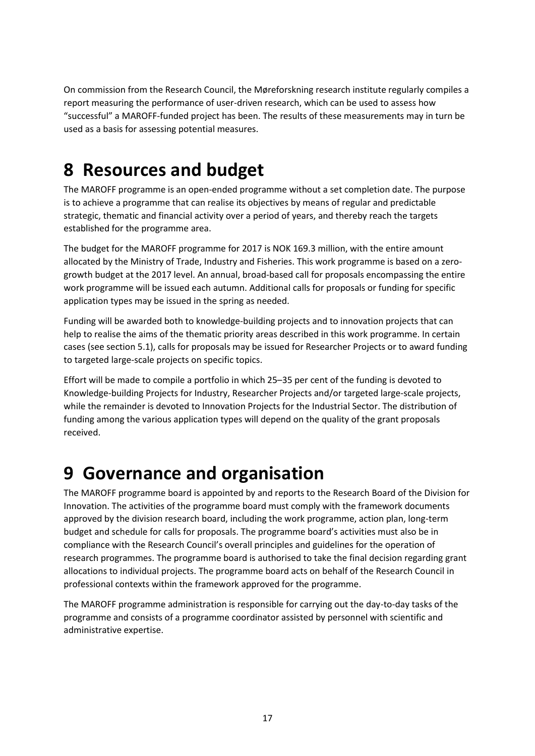On commission from the Research Council, the Møreforskning research institute regularly compiles a report measuring the performance of user-driven research, which can be used to assess how "successful" a MAROFF-funded project has been. The results of these measurements may in turn be used as a basis for assessing potential measures.

# 8 Resources and budget

The MAROFF programme is an open-ended programme without a set completion date. The purpose is to achieve a programme that can realise its objectives by means of regular and predictable strategic, thematic and financial activity over a period of years, and thereby reach the targets established for the programme area.

The budget for the MAROFF programme for 2017 is NOK 169.3 million, with the entire amount allocated by the Ministry of Trade, Industry and Fisheries. This work programme is based on a zero-growth budget at the 2017 level. An annual, broad-based call for proposals encompassing the entire work programme will be issued each autumn. Additional calls for proposals or funding for specific application types may be issued in the spring as needed.

Funding will be awarded both to knowledge-building projects and to innovation projects that can help to realise the aims of the thematic priority areas described in this work programme. In certain cases (see section 5.1), calls for proposals may be issued for Researcher Projects or to award funding to targeted large-scale projects on specific topics.

Effort will be made to compile a portfolio in which 25–35 per cent of the funding is devoted to Knowledge-building Projects for Industry, Researcher Projects and/or targeted large-scale projects, while the remainder is devoted to Innovation Projects for the Industrial Sector. The distribution of funding among the various application types will depend on the quality of the grant proposals received.

# 9 Governance and organisation

The MAROFF programme board is appointed by and reports to the Research Board of the Division for Innovation. The activities of the programme board must comply with the framework documents approved by the division research board, including the work programme, action plan, long-term budget and schedule for calls for proposals. The programme board's activities must also be in compliance with the Research Council's overall principles and guidelines for the operation of research programmes. The programme board is authorised to take the final decision regarding grant allocations to individual projects. The programme board acts on behalf of the Research Council in professional contexts within the framework approved for the programme.

The MAROFF programme administration is responsible for carrying out the day-to-day tasks of the programme and consists of a programme coordinator assisted by personnel with scientific and administrative expertise.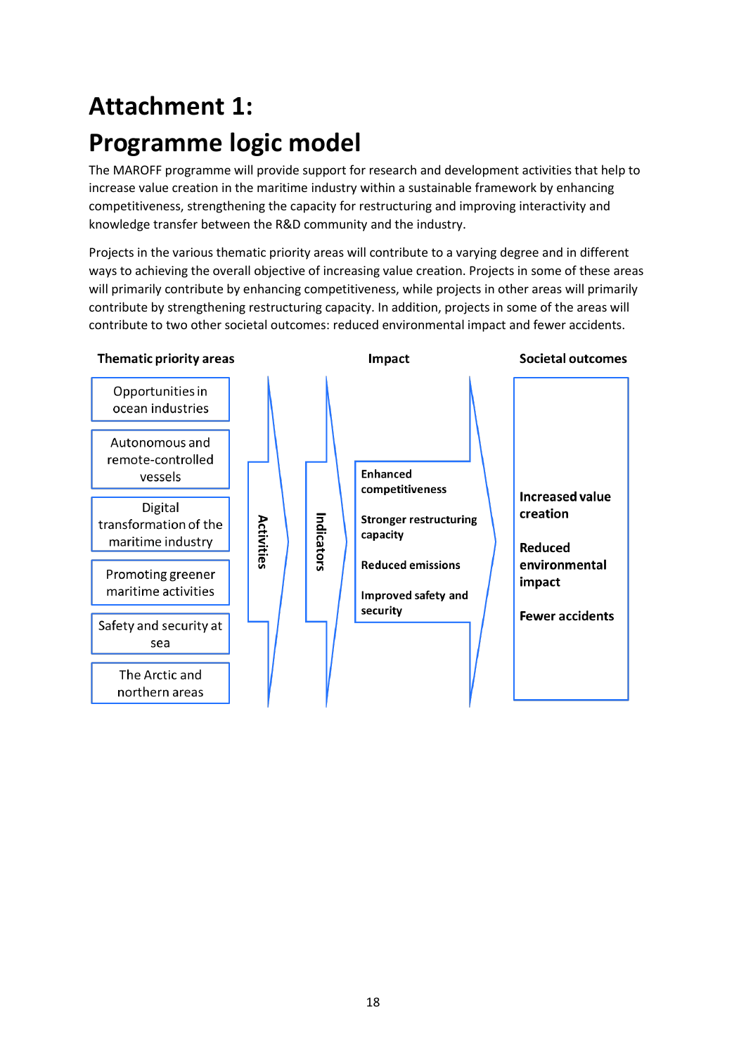# Attachment 1:
# Programme logic model

The MAROFF programme will provide support for research and development activities that help to increase value creation in the maritime industry within a sustainable framework by enhancing competitiveness, strengthening the capacity for restructuring and improving interactivity and knowledge transfer between the R&D community and the industry.

Projects in the various thematic priority areas will contribute to a varying degree and in different ways to achieving the overall objective of increasing value creation. Projects in some of these areas will primarily contribute by enhancing competitiveness, while projects in other areas will primarily contribute by strengthening restructuring capacity. In addition, projects in some of the areas will contribute to two other societal outcomes: reduced environmental impact and fewer accidents.

| Thematic priority areas | | | Impact | Societal outcomes |
|---|---|---|---|---|
| Opportunities in ocean industries | Activities | Indicators | **Enhanced competitiveness** | **Increased value creation** |
| Autonomous and remote-controlled vessels | | | **Stronger restructuring capacity** | **Reduced environmental impact** |
| Digital transformation of the maritime industry | | | **Reduced emissions** | **Fewer accidents** |
| Promoting greener maritime activities | | | **Improved safety and security** | |
| Safety and security at sea | | | | |
| The Arctic and northern areas | | | | |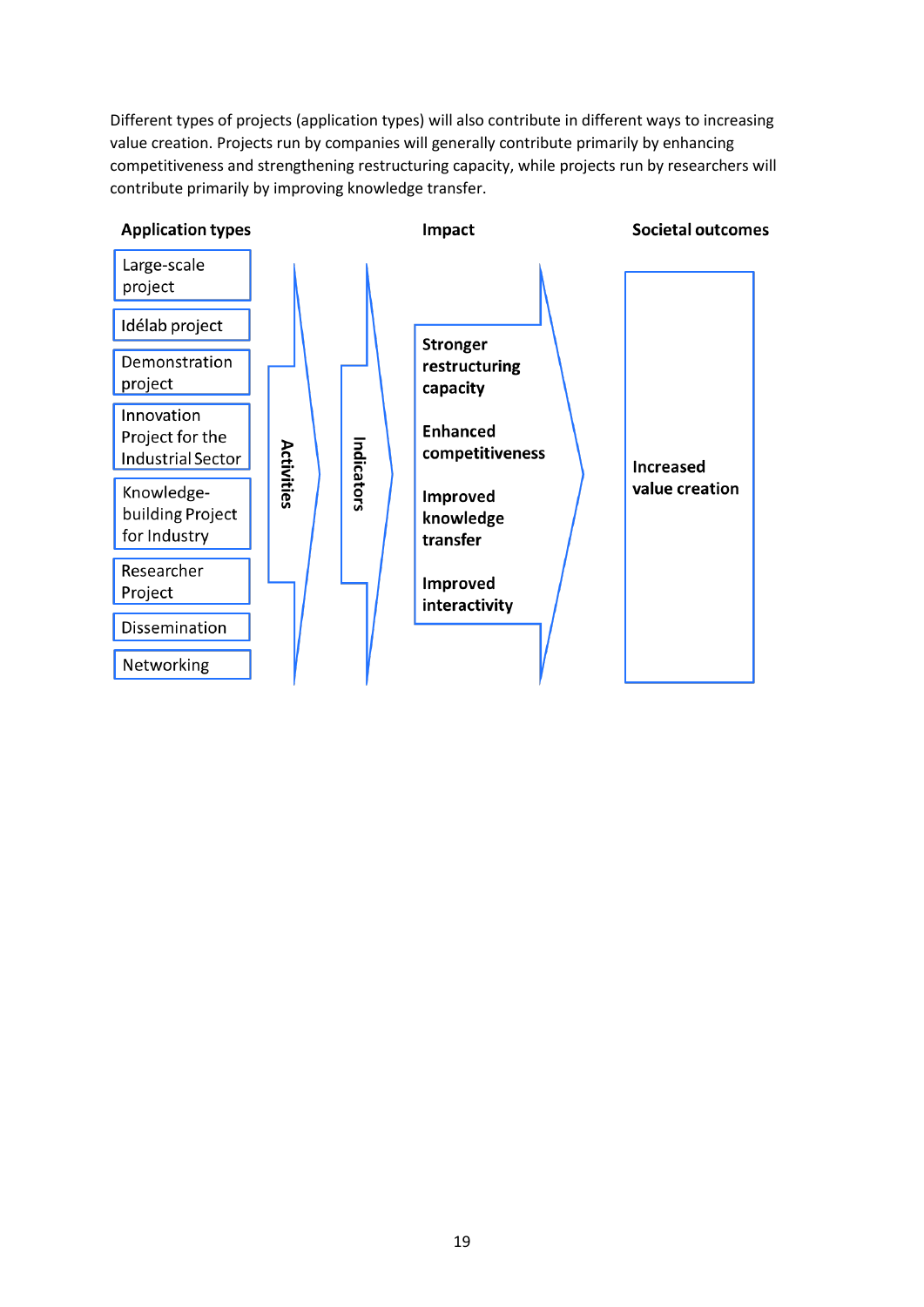Different types of projects (application types) will also contribute in different ways to increasing value creation. Projects run by companies will generally contribute primarily by enhancing competitiveness and strengthening restructuring capacity, while projects run by researchers will contribute primarily by improving knowledge transfer.

**Application types**

Large-scale project

Idélab project

Demonstration project

Innovation Project for the Industrial Sector

Knowledge-building Project for Industry

Researcher Project

Dissemination

Networking

**Activities**

**Indicators**

**Impact**

**Stronger restructuring capacity**

**Enhanced competitiveness**

**Improved knowledge transfer**

**Improved interactivity**

**Societal outcomes**

**Increased value creation**